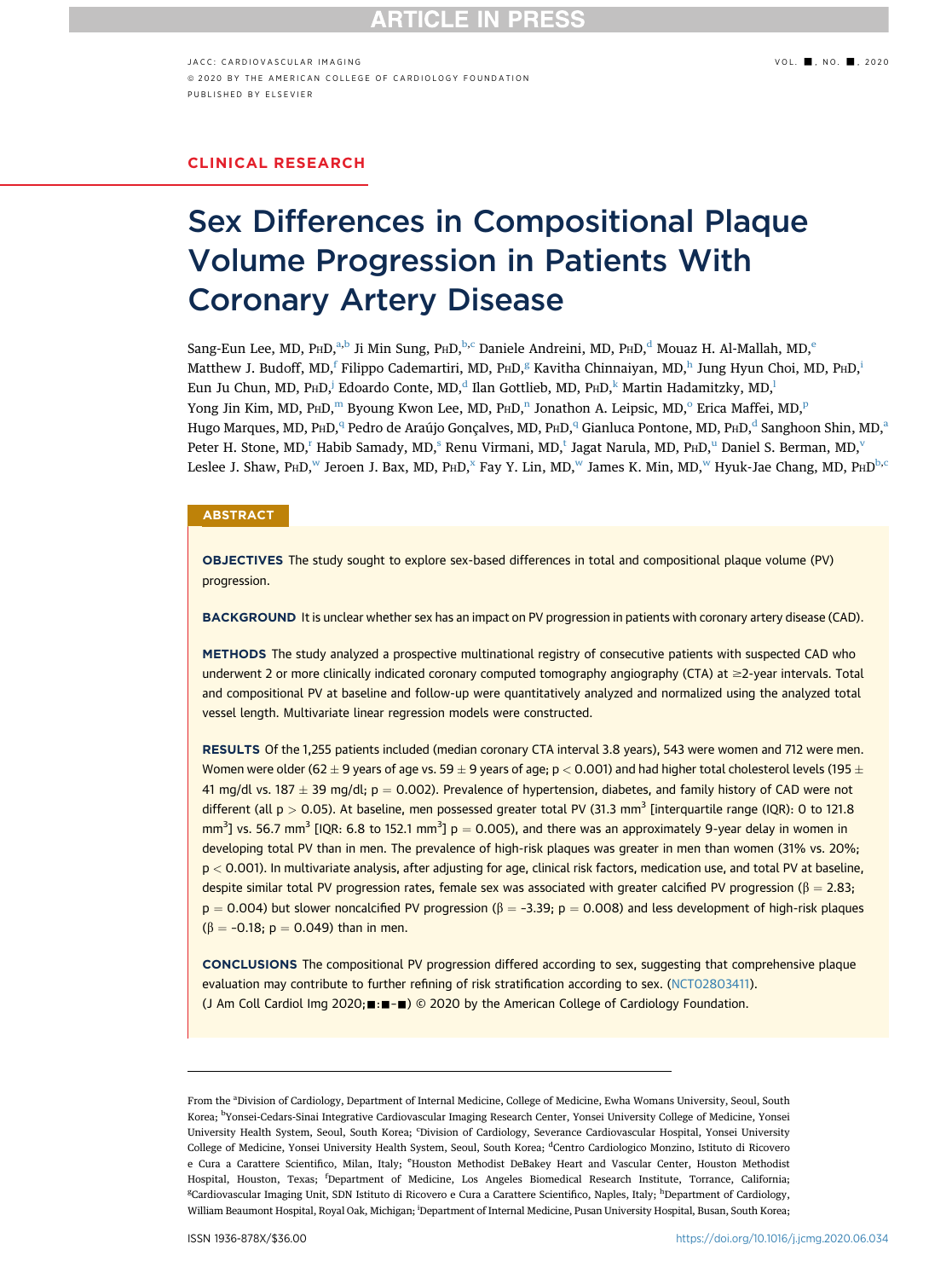CLINICAL RESEARCH

# Sex Differences in Compositional Plaque Volume Progression in Patients With Coronary Artery Disease

Sang-Eun Lee, MD, PhD,[a,b] Ji Min Sung, PhD,[b,c] Daniele Andreini, MD, PhD,[d] Mouaz H. Al-Mallah, MD,[e] Matthew J. Budoff, MD,[f] Filippo Cademartiri, MD, PhD,[g] Kavitha Chinnaiyan, MD,[h] Jung Hyun Choi, MD, PhD,[i] Eun Ju Chun, MD, PhD,[j] Edoardo Conte, MD,[d] Ilan Gottlieb, MD, PhD,[k] Martin Hadamitzky, MD,[l] Yong Jin Kim, MD, PhD,[m] Byoung Kwon Lee, MD, PhD,[n] Jonathon A. Leipsic, MD,[o] Erica Maffei, MD,[p] Hugo Marques, MD, PhD,[q] Pedro de Araújo Gonçalves, MD, PhD,[q] Gianluca Pontone, MD, PhD,[d] Sanghoon Shin, MD,[a] Peter H. Stone, MD,[r] Habib Samady, MD,[s] Renu Virmani, MD,[t] Jagat Narula, MD, PhD,[u] Daniel S. Berman, MD,[v] Leslee J. Shaw, PhD,[w] Jeroen J. Bax, MD, PhD,[x] Fay Y. Lin, MD,[w] James K. Min, MD,[w] Hyuk-Jae Chang, MD, PhD[b,c]

## ABSTRACT

**OBJECTIVES** The study sought to explore sex-based differences in total and compositional plaque volume (PV) progression.

**BACKGROUND** It is unclear whether sex has an impact on PV progression in patients with coronary artery disease (CAD).

**METHODS** The study analyzed a prospective multinational registry of consecutive patients with suspected CAD who underwent 2 or more clinically indicated coronary computed tomography angiography (CTA) at ≥2-year intervals. Total and compositional PV at baseline and follow-up were quantitatively analyzed and normalized using the analyzed total vessel length. Multivariate linear regression models were constructed.

**RESULTS** Of the 1,255 patients included (median coronary CTA interval 3.8 years), 543 were women and 712 were men. Women were older (62 ± 9 years of age vs. 59 ± 9 years of age; $p < 0.001$) and had higher total cholesterol levels (195 ± 41 mg/dl vs. 187 ± 39 mg/dl; $p = 0.002$). Prevalence of hypertension, diabetes, and family history of CAD were not different (all $p > 0.05$). At baseline, men possessed greater total PV (31.3 $mm^3$ [interquartile range (IQR): 0 to 121.8 $mm^3$] vs. 56.7 $mm^3$ [IQR: 6.8 to 152.1 $mm^3$] $p = 0.005$), and there was an approximately 9-year delay in women in developing total PV than in men. The prevalence of high-risk plaques was greater in men than women (31% vs. 20%; $p < 0.001$). In multivariate analysis, after adjusting for age, clinical risk factors, medication use, and total PV at baseline, despite similar total PV progression rates, female sex was associated with greater calcified PV progression ($\beta = 2.83$; $p = 0.004$) but slower noncalcified PV progression ($\beta = -3.39$; $p = 0.008$) and less development of high-risk plaques ($\beta = -0.18$; $p = 0.049$) than in men.

**CONCLUSIONS** The compositional PV progression differed according to sex, suggesting that comprehensive plaque evaluation may contribute to further refining of risk stratification according to sex. (NCT02803411).
(J Am Coll Cardiol Img 2020;■:■–■) © 2020 by the American College of Cardiology Foundation.

---

From the [a]Division of Cardiology, Department of Internal Medicine, College of Medicine, Ewha Womans University, Seoul, South Korea; [b]Yonsei-Cedars-Sinai Integrative Cardiovascular Imaging Research Center, Yonsei University College of Medicine, Yonsei University Health System, Seoul, South Korea; [c]Division of Cardiology, Severance Cardiovascular Hospital, Yonsei University College of Medicine, Yonsei University Health System, Seoul, South Korea; [d]Centro Cardiologico Monzino, Istituto di Ricovero e Cura a Carattere Scientifico, Milan, Italy; [e]Houston Methodist DeBakey Heart and Vascular Center, Houston Methodist Hospital, Houston, Texas; [f]Department of Medicine, Los Angeles Biomedical Research Institute, Torrance, California; [g]Cardiovascular Imaging Unit, SDN Istituto di Ricovero e Cura a Carattere Scientifico, Naples, Italy; [h]Department of Cardiology, William Beaumont Hospital, Royal Oak, Michigan; [i]Department of Internal Medicine, Pusan University Hospital, Busan, South Korea;

ISSN 1936-878X/$36.00 https://doi.org/10.1016/j.jcmg.2020.06.034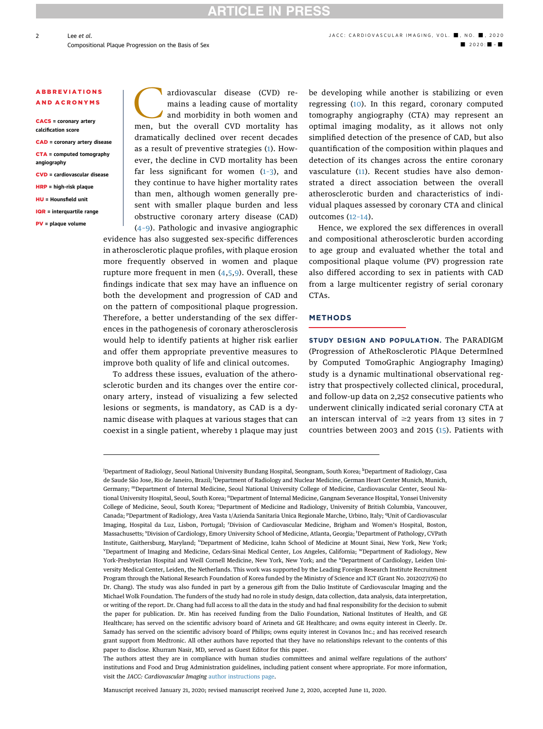**ABBREVIATIONS AND ACRONYMS**

**CACS** = coronary artery calcification score

**CAD** = coronary artery disease

**CTA** = computed tomography angiography

**CVD** = cardiovascular disease

**HRP** = high-risk plaque

**HU** = Hounsfield unit

**IQR** = interquartile range

**PV** = plaque volume

Cardiovascular disease (CVD) remains a leading cause of mortality and morbidity in both women and men, but the overall CVD mortality has dramatically declined over recent decades as a result of preventive strategies (1). However, the decline in CVD mortality has been far less significant for women (1–3), and they continue to have higher mortality rates than men, although women generally present with smaller plaque burden and less obstructive coronary artery disease (CAD) (4–9). Pathologic and invasive angiographic evidence has also suggested sex-specific differences in atherosclerotic plaque profiles, with plaque erosion more frequently observed in women and plaque rupture more frequent in men (4,5,9). Overall, these findings indicate that sex may have an influence on both the development and progression of CAD and on the pattern of compositional plaque progression. Therefore, a better understanding of the sex differences in the pathogenesis of coronary atherosclerosis would help to identify patients at higher risk earlier and offer them appropriate preventive measures to improve both quality of life and clinical outcomes.

To address these issues, evaluation of the atherosclerotic burden and its changes over the entire coronary artery, instead of visualizing a few selected lesions or segments, is mandatory, as CAD is a dynamic disease with plaques at various stages that can coexist in a single patient, whereby 1 plaque may just be developing while another is stabilizing or even regressing (10). In this regard, coronary computed tomography angiography (CTA) may represent an optimal imaging modality, as it allows not only simplified detection of the presence of CAD, but also quantification of the composition within plaques and detection of its changes across the entire coronary vasculature (11). Recent studies have also demonstrated a direct association between the overall atherosclerotic burden and characteristics of individual plaques assessed by coronary CTA and clinical outcomes (12–14).

Hence, we explored the sex differences in overall and compositional atherosclerotic burden according to age group and evaluated whether the total and compositional plaque volume (PV) progression rate also differed according to sex in patients with CAD from a large multicenter registry of serial coronary CTAs.

## METHODS

**STUDY DESIGN AND POPULATION.** The PARADIGM (Progression of AtheRosclerotic PlAque DetermIned by Computed TomoGraphic Angiography Imaging) study is a dynamic multinational observational registry that prospectively collected clinical, procedural, and follow-up data on 2,252 consecutive patients who underwent clinically indicated serial coronary CTA at an interscan interval of ≥2 years from 13 sites in 7 countries between 2003 and 2015 (15). Patients with

---

[j]Department of Radiology, Seoul National University Bundang Hospital, Seongnam, South Korea; [k]Department of Radiology, Casa de Saude São Jose, Rio de Janeiro, Brazil; [l]Department of Radiology and Nuclear Medicine, German Heart Center Munich, Munich, Germany; [m]Department of Internal Medicine, Seoul National University College of Medicine, Cardiovascular Center, Seoul National University Hospital, Seoul, South Korea; [n]Department of Internal Medicine, Gangnam Severance Hospital, Yonsei University College of Medicine, Seoul, South Korea; [o]Department of Medicine and Radiology, University of British Columbia, Vancouver, Canada; [p]Department of Radiology, Area Vasta 1/Azienda Sanitaria Unica Regionale Marche, Urbino, Italy; [q]Unit of Cardiovascular Imaging, Hospital da Luz, Lisbon, Portugal; [r]Division of Cardiovascular Medicine, Brigham and Women's Hospital, Boston, Massachusetts; [s]Division of Cardiology, Emory University School of Medicine, Atlanta, Georgia; [t]Department of Pathology, CVPath Institute, Gaithersburg, Maryland; [u]Department of Medicine, Icahn School of Medicine at Mount Sinai, New York, New York; [v]Department of Imaging and Medicine, Cedars-Sinai Medical Center, Los Angeles, California; [w]Department of Radiology, New York-Presbyterian Hospital and Weill Cornell Medicine, New York, New York; and the [x]Department of Cardiology, Leiden University Medical Center, Leiden, the Netherlands. This work was supported by the Leading Foreign Research Institute Recruitment Program through the National Research Foundation of Korea funded by the Ministry of Science and ICT (Grant No. 2012027176) (to Dr. Chang). The study was also funded in part by a generous gift from the Dalio Institute of Cardiovascular Imaging and the Michael Wolk Foundation. The funders of the study had no role in study design, data collection, data analysis, data interpretation, or writing of the report. Dr. Chang had full access to all the data in the study and had final responsibility for the decision to submit the paper for publication. Dr. Min has received funding from the Dalio Foundation, National Institutes of Health, and GE Healthcare; has served on the scientific advisory board of Arineta and GE Healthcare; and owns equity interest in Cleerly. Dr. Samady has served on the scientific advisory board of Philips; owns equity interest in Covanos Inc.; and has received research grant support from Medtronic. All other authors have reported that they have no relationships relevant to the contents of this paper to disclose. Khurram Nasir, MD, served as Guest Editor for this paper.

The authors attest they are in compliance with human studies committees and animal welfare regulations of the authors' institutions and Food and Drug Administration guidelines, including patient consent where appropriate. For more information, visit the *JACC: Cardiovascular Imaging* author instructions page.

Manuscript received January 21, 2020; revised manuscript received June 2, 2020, accepted June 11, 2020.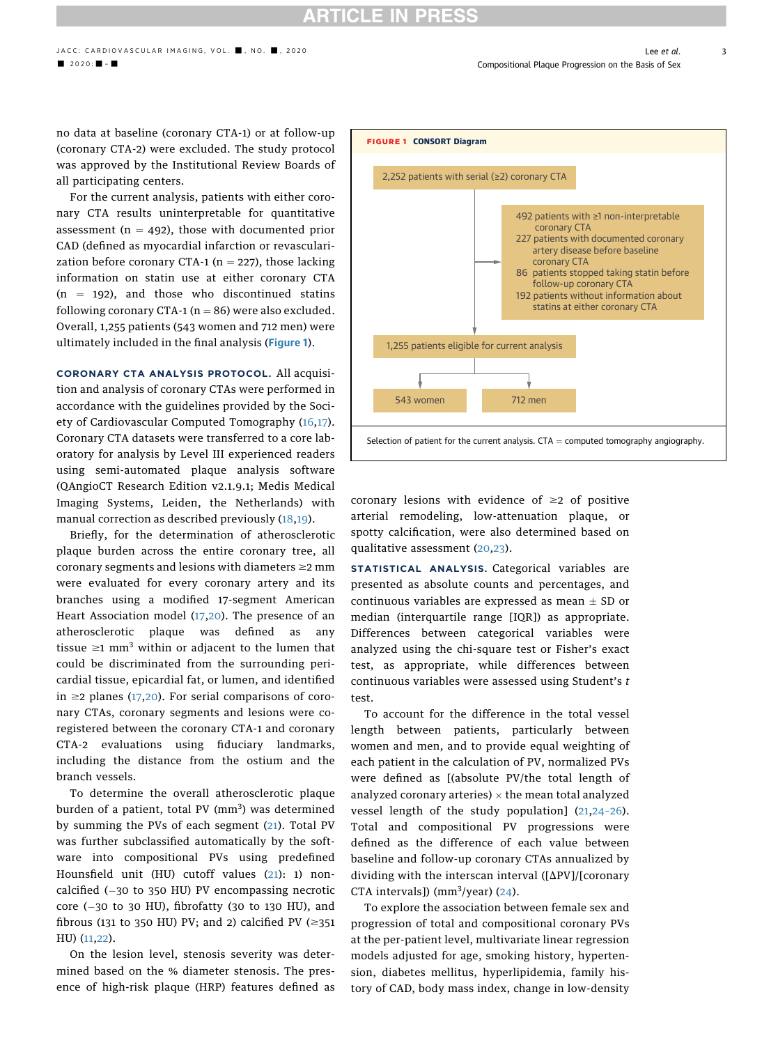no data at baseline (coronary CTA-1) or at follow-up (coronary CTA-2) were excluded. The study protocol was approved by the Institutional Review Boards of all participating centers.

For the current analysis, patients with either coronary CTA results uninterpretable for quantitative assessment (n = 492), those with documented prior CAD (defined as myocardial infarction or revascularization before coronary CTA-1 (n = 227), those lacking information on statin use at either coronary CTA (n = 192), and those who discontinued statins following coronary CTA-1 (n = 86) were also excluded. Overall, 1,255 patients (543 women and 712 men) were ultimately included in the final analysis (Figure 1).

**FIGURE 1** CONSORT Diagram

2,252 patients with serial (≥2) coronary CTA

- 492 patients with ≥1 non-interpretable coronary CTA
- 227 patients with documented coronary artery disease before baseline coronary CTA
- 86 patients stopped taking statin before follow-up coronary CTA
- 192 patients without information about statins at either coronary CTA

1,255 patients eligible for current analysis

543 women | 712 men

Selection of patient for the current analysis. CTA = computed tomography angiography.

**CORONARY CTA ANALYSIS PROTOCOL.** All acquisition and analysis of coronary CTAs were performed in accordance with the guidelines provided by the Society of Cardiovascular Computed Tomography (16,17). Coronary CTA datasets were transferred to a core laboratory for analysis by Level III experienced readers using semi-automated plaque analysis software (QAngioCT Research Edition v2.1.9.1; Medis Medical Imaging Systems, Leiden, the Netherlands) with manual correction as described previously (18,19).

Briefly, for the determination of atherosclerotic plaque burden across the entire coronary tree, all coronary segments and lesions with diameters ≥2 mm were evaluated for every coronary artery and its branches using a modified 17-segment American Heart Association model (17,20). The presence of an atherosclerotic plaque was defined as any tissue ≥1 $mm^3$ within or adjacent to the lumen that could be discriminated from the surrounding pericardial tissue, epicardial fat, or lumen, and identified in ≥2 planes (17,20). For serial comparisons of coronary CTAs, coronary segments and lesions were co-registered between the coronary CTA-1 and coronary CTA-2 evaluations using fiduciary landmarks, including the distance from the ostium and the branch vessels.

To determine the overall atherosclerotic plaque burden of a patient, total PV ($mm^3$) was determined by summing the PVs of each segment (21). Total PV was further subclassified automatically by the software into compositional PVs using predefined Hounsfield unit (HU) cutoff values (21): 1) noncalcified (−30 to 350 HU) PV encompassing necrotic core (−30 to 30 HU), fibrofatty (30 to 130 HU), and fibrous (131 to 350 HU) PV; and 2) calcified PV (≥351 HU) (11,22).

On the lesion level, stenosis severity was determined based on the % diameter stenosis. The presence of high-risk plaque (HRP) features defined as coronary lesions with evidence of ≥2 of positive arterial remodeling, low-attenuation plaque, or spotty calcification, were also determined based on qualitative assessment (20,23).

**STATISTICAL ANALYSIS.** Categorical variables are presented as absolute counts and percentages, and continuous variables are expressed as mean ± SD or median (interquartile range [IQR]) as appropriate. Differences between categorical variables were analyzed using the chi-square test or Fisher's exact test, as appropriate, while differences between continuous variables were assessed using Student's *t* test.

To account for the difference in the total vessel length between patients, particularly between women and men, and to provide equal weighting of each patient in the calculation of PV, normalized PVs were defined as [(absolute PV/the total length of analyzed coronary arteries) × the mean total analyzed vessel length of the study population] (21,24-26). Total and compositional PV progressions were defined as the difference of each value between baseline and follow-up coronary CTAs annualized by dividing with the interscan interval ([ΔPV]/[coronary CTA intervals]) ($mm^3$/year) (24).

To explore the association between female sex and progression of total and compositional coronary PVs at the per-patient level, multivariate linear regression models adjusted for age, smoking history, hypertension, diabetes mellitus, hyperlipidemia, family history of CAD, body mass index, change in low-density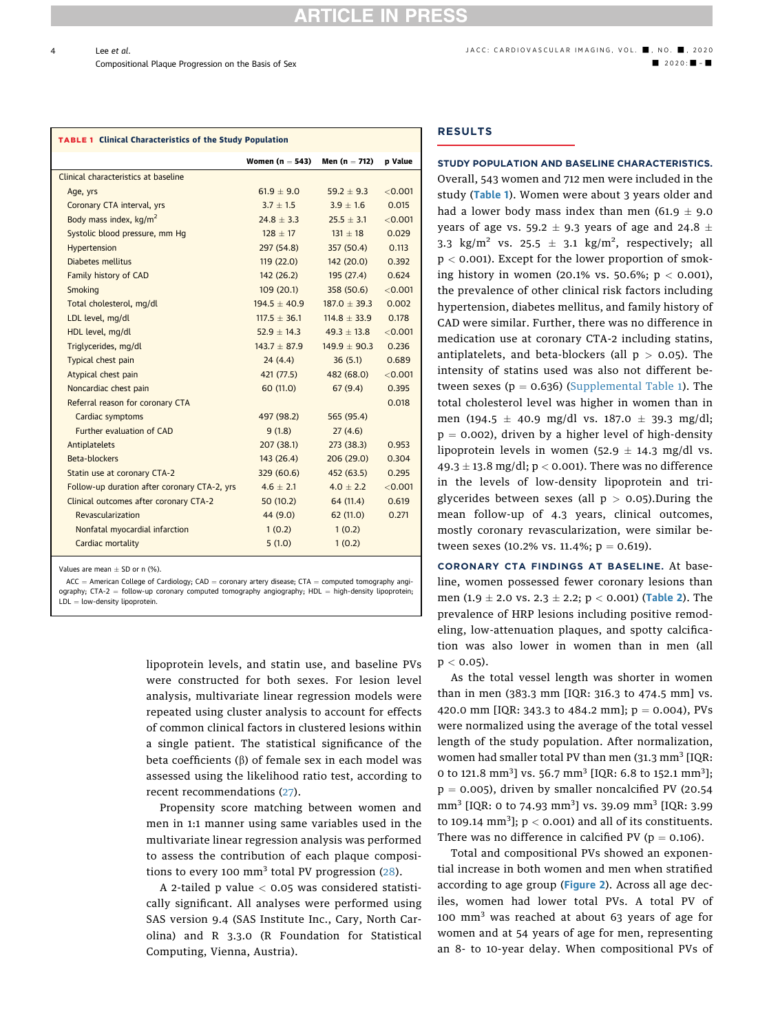**TABLE 1** Clinical Characteristics of the Study Population

| | Women (n = 543) | Men (n = 712) | p Value |
|---|---|---|---|
| Clinical characteristics at baseline | | | |
| Age, yrs | 61.9 ± 9.0 | 59.2 ± 9.3 | <0.001 |
| Coronary CTA interval, yrs | 3.7 ± 1.5 | 3.9 ± 1.6 | 0.015 |
| Body mass index, kg/m$^2$ | 24.8 ± 3.3 | 25.5 ± 3.1 | <0.001 |
| Systolic blood pressure, mm Hg | 128 ± 17 | 131 ± 18 | 0.029 |
| Hypertension | 297 (54.8) | 357 (50.4) | 0.113 |
| Diabetes mellitus | 119 (22.0) | 142 (20.0) | 0.392 |
| Family history of CAD | 142 (26.2) | 195 (27.4) | 0.624 |
| Smoking | 109 (20.1) | 358 (50.6) | <0.001 |
| Total cholesterol, mg/dl | 194.5 ± 40.9 | 187.0 ± 39.3 | 0.002 |
| LDL level, mg/dl | 117.5 ± 36.1 | 114.8 ± 33.9 | 0.178 |
| HDL level, mg/dl | 52.9 ± 14.3 | 49.3 ± 13.8 | <0.001 |
| Triglycerides, mg/dl | 143.7 ± 87.9 | 149.9 ± 90.3 | 0.236 |
| Typical chest pain | 24 (4.4) | 36 (5.1) | 0.689 |
| Atypical chest pain | 421 (77.5) | 482 (68.0) | <0.001 |
| Noncardiac chest pain | 60 (11.0) | 67 (9.4) | 0.395 |
| Referral reason for coronary CTA | | | 0.018 |
| Cardiac symptoms | 497 (98.2) | 565 (95.4) | |
| Further evaluation of CAD | 9 (1.8) | 27 (4.6) | |
| Antiplatelets | 207 (38.1) | 273 (38.3) | 0.953 |
| Beta-blockers | 143 (26.4) | 206 (29.0) | 0.304 |
| Statin use at coronary CTA-2 | 329 (60.6) | 452 (63.5) | 0.295 |
| Follow-up duration after coronary CTA-2, yrs | 4.6 ± 2.1 | 4.0 ± 2.2 | <0.001 |
| Clinical outcomes after coronary CTA-2 | 50 (10.2) | 64 (11.4) | 0.619 |
| Revascularization | 44 (9.0) | 62 (11.0) | 0.271 |
| Nonfatal myocardial infarction | 1 (0.2) | 1 (0.2) | |
| Cardiac mortality | 5 (1.0) | 1 (0.2) | |

Values are mean ± SD or n (%).

ACC = American College of Cardiology; CAD = coronary artery disease; CTA = computed tomography angiography; CTA-2 = follow-up coronary computed tomography angiography; HDL = high-density lipoprotein; LDL = low-density lipoprotein.

lipoprotein levels, and statin use, and baseline PVs were constructed for both sexes. For lesion level analysis, multivariate linear regression models were repeated using cluster analysis to account for effects of common clinical factors in clustered lesions within a single patient. The statistical significance of the beta coefficients (β) of female sex in each model was assessed using the likelihood ratio test, according to recent recommendations (27).

Propensity score matching between women and men in 1:1 manner using same variables used in the multivariate linear regression analysis was performed to assess the contribution of each plaque compositions to every 100 mm$^3$ total PV progression (28).

A 2-tailed p value < 0.05 was considered statistically significant. All analyses were performed using SAS version 9.4 (SAS Institute Inc., Cary, North Carolina) and R 3.3.0 (R Foundation for Statistical Computing, Vienna, Austria).

## RESULTS

**STUDY POPULATION AND BASELINE CHARACTERISTICS.** Overall, 543 women and 712 men were included in the study (Table 1). Women were about 3 years older and had a lower body mass index than men (61.9 ± 9.0 years of age vs. 59.2 ± 9.3 years of age and 24.8 ± 3.3 kg/m$^2$ vs. 25.5 ± 3.1 kg/m$^2$, respectively; all $p < 0.001$). Except for the lower proportion of smoking history in women (20.1% vs. 50.6%; $p < 0.001$), the prevalence of other clinical risk factors including hypertension, diabetes mellitus, and family history of CAD were similar. Further, there was no difference in medication use at coronary CTA-2 including statins, antiplatelets, and beta-blockers (all $p > 0.05$). The intensity of statins used was also not different between sexes ($p = 0.636$) (Supplemental Table 1). The total cholesterol level was higher in women than in men (194.5 ± 40.9 mg/dl vs. 187.0 ± 39.3 mg/dl; $p = 0.002$), driven by a higher level of high-density lipoprotein levels in women (52.9 ± 14.3 mg/dl vs. 49.3 ± 13.8 mg/dl; $p < 0.001$). There was no difference in the levels of low-density lipoprotein and triglycerides between sexes (all $p > 0.05$).During the mean follow-up of 4.3 years, clinical outcomes, mostly coronary revascularization, were similar between sexes (10.2% vs. 11.4%; $p = 0.619$).

**CORONARY CTA FINDINGS AT BASELINE.** At baseline, women possessed fewer coronary lesions than men (1.9 ± 2.0 vs. 2.3 ± 2.2; $p < 0.001$) (Table 2). The prevalence of HRP lesions including positive remodeling, low-attenuation plaques, and spotty calcification was also lower in women than in men (all $p < 0.05$).

As the total vessel length was shorter in women than in men (383.3 mm [IQR: 316.3 to 474.5 mm] vs. 420.0 mm [IQR: 343.3 to 484.2 mm]; $p = 0.004$), PVs were normalized using the average of the total vessel length of the study population. After normalization, women had smaller total PV than men (31.3 mm$^3$ [IQR: 0 to 121.8 mm$^3$] vs. 56.7 mm$^3$ [IQR: 6.8 to 152.1 mm$^3$]; $p = 0.005$), driven by smaller noncalcified PV (20.54 mm$^3$ [IQR: 0 to 74.93 mm$^3$] vs. 39.09 mm$^3$ [IQR: 3.99 to 109.14 mm$^3$]; $p < 0.001$) and all of its constituents. There was no difference in calcified PV ($p = 0.106$).

Total and compositional PVs showed an exponential increase in both women and men when stratified according to age group (Figure 2). Across all age deciles, women had lower total PVs. A total PV of 100 mm$^3$ was reached at about 63 years of age for women and at 54 years of age for men, representing an 8- to 10-year delay. When compositional PVs of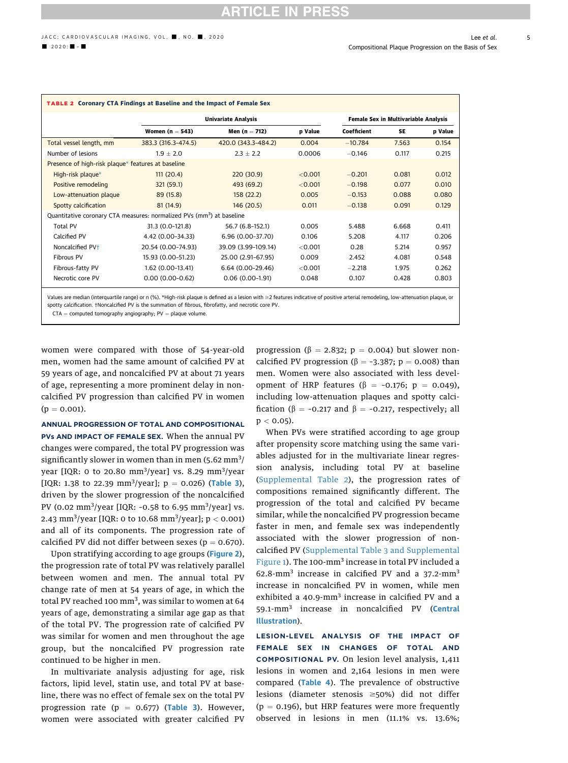**TABLE 2 Coronary CTA Findings at Baseline and the Impact of Female Sex**

| | Univariate Analysis | | | Female Sex in Multivariable Analysis | | |
|---|---|---|---|---|---|---|
| | Women (n = 543) | Men (n = 712) | p Value | Coefficient | SE | p Value |
| Total vessel length, mm | 383.3 (316.3–474.5) | 420.0 (343.3–484.2) | 0.004 | −10.784 | 7.563 | 0.154 |
| Number of lesions | 1.9 ± 2.0 | 2.3 ± 2.2 | 0.0006 | −0.146 | 0.117 | 0.215 |
| Presence of high-risk plaque* features at baseline | | | | | | |
| High-risk plaque* | 111 (20.4) | 220 (30.9) | <0.001 | −0.201 | 0.081 | 0.012 |
| Positive remodeling | 321 (59.1) | 493 (69.2) | <0.001 | −0.198 | 0.077 | 0.010 |
| Low-attenuation plaque | 89 (15.8) | 158 (22.2) | 0.005 | −0.153 | 0.088 | 0.080 |
| Spotty calcification | 81 (14.9) | 146 (20.5) | 0.011 | −0.138 | 0.091 | 0.129 |
| Quantitative coronary CTA measures: normalized PVs ($mm^3$) at baseline | | | | | | |
| Total PV | 31.3 (0.0-121.8) | 56.7 (6.8-152.1) | 0.005 | 5.488 | 6.668 | 0.411 |
| Calcified PV | 4.42 (0.00-34.33) | 6.96 (0.00-37.70) | 0.106 | 5.208 | 4.117 | 0.206 |
| Noncalcified PV† | 20.54 (0.00-74.93) | 39.09 (3.99-109.14) | <0.001 | 0.28 | 5.214 | 0.957 |
| Fibrous PV | 15.93 (0.00-51.23) | 25.00 (2.91-67.95) | 0.009 | 2.452 | 4.081 | 0.548 |
| Fibrous-fatty PV | 1.62 (0.00-13.41) | 6.64 (0.00-29.46) | <0.001 | −2.218 | 1.975 | 0.262 |
| Necrotic core PV | 0.00 (0.00-0.62) | 0.06 (0.00-1.91) | 0.048 | 0.107 | 0.428 | 0.803 |

Values are median (interquartile range) or n (%). *High-risk plaque is defined as a lesion with ≥2 features indicative of positive arterial remodeling, low-attenuation plaque, or spotty calcification. †Noncalcified PV is the summation of fibrous, fibrofatty, and necrotic core PV.

CTA = computed tomography angiography; PV = plaque volume.

women were compared with those of 54-year-old men, women had the same amount of calcified PV at 59 years of age, and noncalcified PV at about 71 years of age, representing a more prominent delay in noncalcified PV progression than calcified PV in women ($p = 0.001$).

**ANNUAL PROGRESSION OF TOTAL AND COMPOSITIONAL PVs AND IMPACT OF FEMALE SEX.** When the annual PV changes were compared, the total PV progression was significantly slower in women than in men (5.62 $mm^3$/year [IQR: 0 to 20.80 $mm^3$/year] vs. 8.29 $mm^3$/year [IQR: 1.38 to 22.39 $mm^3$/year]; $p = 0.026$) (Table 3), driven by the slower progression of the noncalcified PV (0.02 $mm^3$/year [IQR: -0.58 to 6.95 $mm^3$/year] vs. 2.43 $mm^3$/year [IQR: 0 to 10.68 $mm^3$/year]; $p < 0.001$) and all of its components. The progression rate of calcified PV did not differ between sexes ($p = 0.670$).

Upon stratifying according to age groups (Figure 2), the progression rate of total PV was relatively parallel between women and men. The annual total PV change rate of men at 54 years of age, in which the total PV reached 100 $mm^3$, was similar to women at 64 years of age, demonstrating a similar age gap as that of the total PV. The progression rate of calcified PV was similar for women and men throughout the age group, but the noncalcified PV progression rate continued to be higher in men.

In multivariate analysis adjusting for age, risk factors, lipid level, statin use, and total PV at baseline, there was no effect of female sex on the total PV progression rate ($p = 0.677$) (Table 3). However, women were associated with greater calcified PV progression ($\beta = 2.832$; $p = 0.004$) but slower noncalcified PV progression ($\beta = -3.387$; $p = 0.008$) than men. Women were also associated with less development of HRP features ($\beta = -0.176$; $p = 0.049$), including low-attenuation plaques and spotty calcification ($\beta = -0.217$ and $\beta = -0.217$, respectively; all $p < 0.05$).

When PVs were stratified according to age group after propensity score matching using the same variables adjusted for in the multivariate linear regression analysis, including total PV at baseline (Supplemental Table 2), the progression rates of compositions remained significantly different. The progression of the total and calcified PV became similar, while the noncalcified PV progression became faster in men, and female sex was independently associated with the slower progression of noncalcified PV (Supplemental Table 3 and Supplemental Figure 1). The 100-$mm^3$ increase in total PV included a 62.8-$mm^3$ increase in calcified PV and a 37.2-$mm^3$ increase in noncalcified PV in women, while men exhibited a 40.9-$mm^3$ increase in calcified PV and a 59.1-$mm^3$ increase in noncalcified PV (**Central Illustration**).

**LESION-LEVEL ANALYSIS OF THE IMPACT OF FEMALE SEX IN CHANGES OF TOTAL AND COMPOSITIONAL PV.** On lesion level analysis, 1,411 lesions in women and 2,164 lesions in men were compared (Table 4). The prevalence of obstructive lesions (diameter stenosis ≥50%) did not differ ($p = 0.196$), but HRP features were more frequently observed in lesions in men (11.1% vs. 13.6%;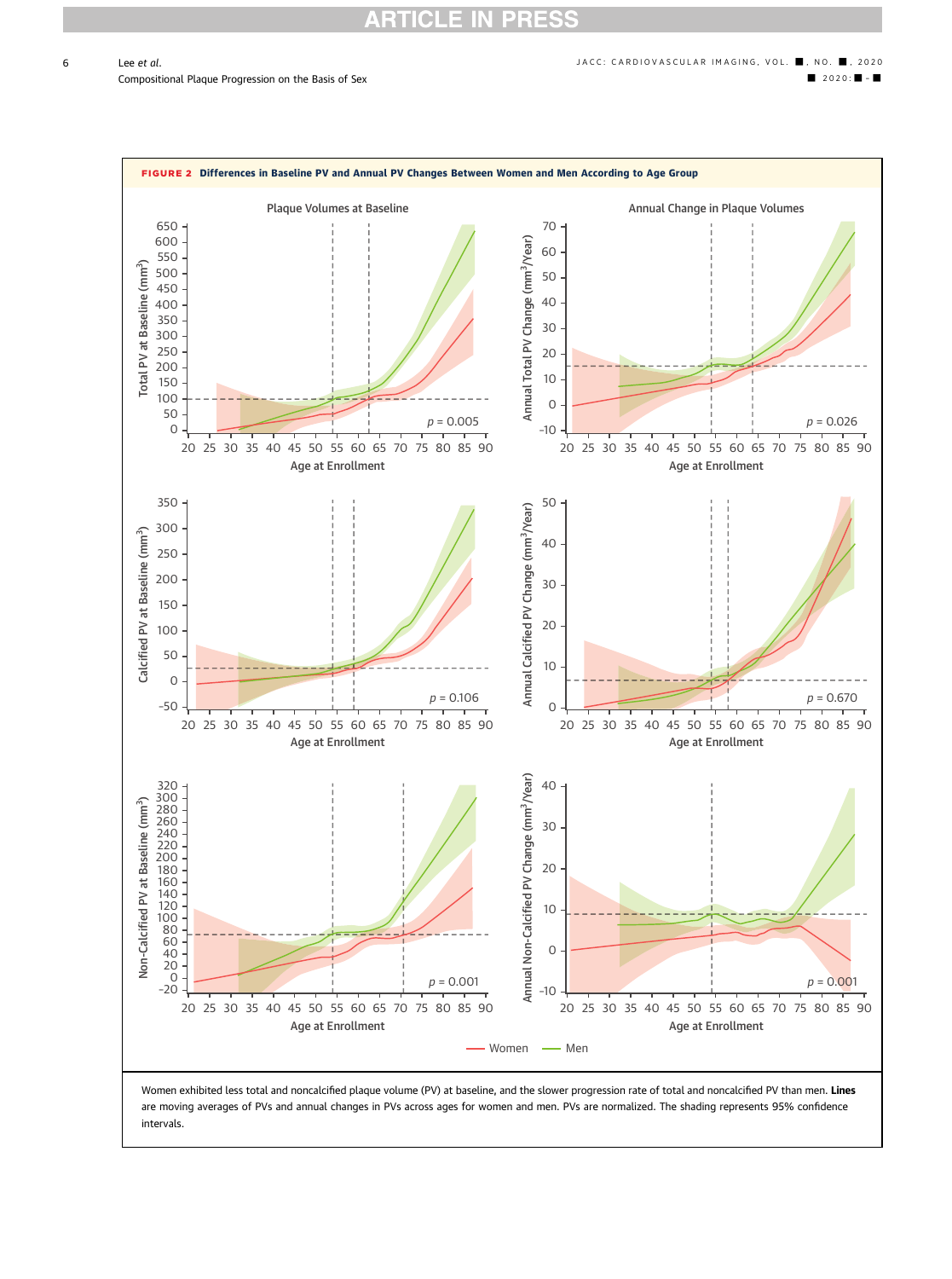**FIGURE 2 Differences in Baseline PV and Annual PV Changes Between Women and Men According to Age Group**

Women exhibited less total and noncalcified plaque volume (PV) at baseline, and the slower progression rate of total and noncalcified PV than men. **Lines** are moving averages of PVs and annual changes in PVs across ages for women and men. PVs are normalized. The shading represents 95% confidence intervals.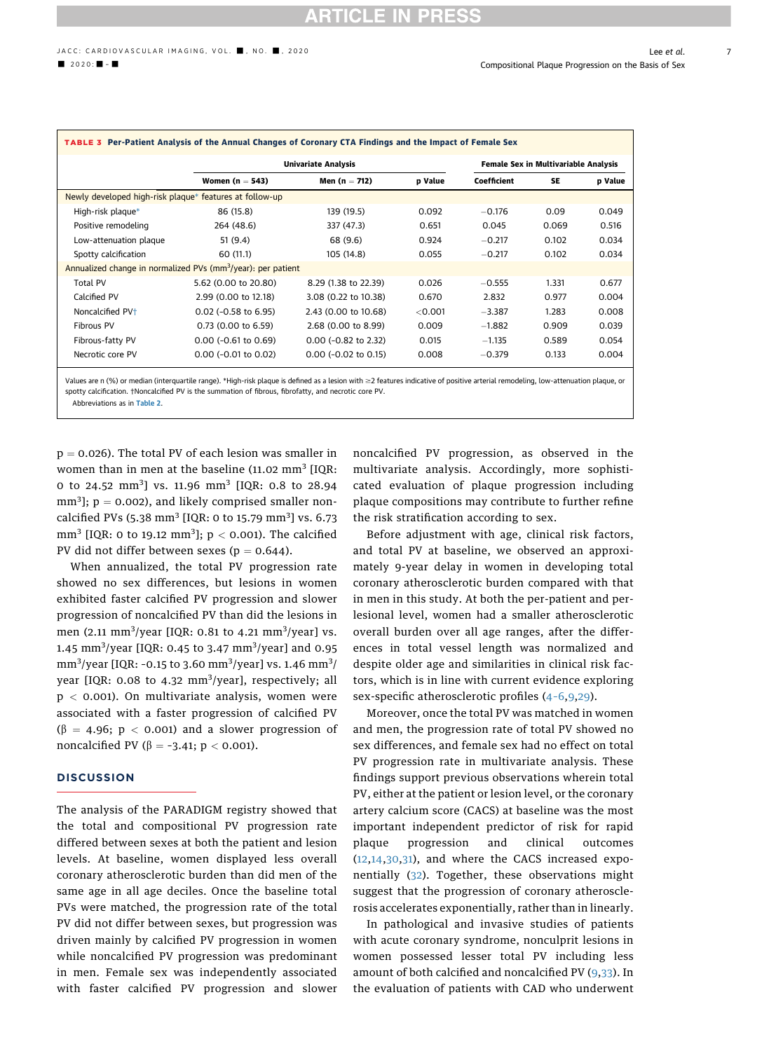**TABLE 3 Per-Patient Analysis of the Annual Changes of Coronary CTA Findings and the Impact of Female Sex**

| | Univariate Analysis | | | Female Sex in Multivariable Analysis | | |
|---|---|---|---|---|---|---|
| | Women (n = 543) | Men (n = 712) | p Value | Coefficient | SE | p Value |
| **Newly developed high-risk plaque* features at follow-up** | | | | | | |
| High-risk plaque* | 86 (15.8) | 139 (19.5) | 0.092 | −0.176 | 0.09 | 0.049 |
| Positive remodeling | 264 (48.6) | 337 (47.3) | 0.651 | 0.045 | 0.069 | 0.516 |
| Low-attenuation plaque | 51 (9.4) | 68 (9.6) | 0.924 | −0.217 | 0.102 | 0.034 |
| Spotty calcification | 60 (11.1) | 105 (14.8) | 0.055 | −0.217 | 0.102 | 0.034 |
| **Annualized change in normalized PVs (mm³/year): per patient** | | | | | | |
| Total PV | 5.62 (0.00 to 20.80) | 8.29 (1.38 to 22.39) | 0.026 | −0.555 | 1.331 | 0.677 |
| Calcified PV | 2.99 (0.00 to 12.18) | 3.08 (0.22 to 10.38) | 0.670 | 2.832 | 0.977 | 0.004 |
| Noncalcified PV† | 0.02 (−0.58 to 6.95) | 2.43 (0.00 to 10.68) | <0.001 | −3.387 | 1.283 | 0.008 |
| Fibrous PV | 0.73 (0.00 to 6.59) | 2.68 (0.00 to 8.99) | 0.009 | −1.882 | 0.909 | 0.039 |
| Fibrous-fatty PV | 0.00 (−0.61 to 0.69) | 0.00 (−0.82 to 2.32) | 0.015 | −1.135 | 0.589 | 0.054 |
| Necrotic core PV | 0.00 (−0.01 to 0.02) | 0.00 (−0.02 to 0.15) | 0.008 | −0.379 | 0.133 | 0.004 |

Values are n (%) or median (interquartile range). *High-risk plaque is defined as a lesion with ≥2 features indicative of positive arterial remodeling, low-attenuation plaque, or spotty calcification. †Noncalcified PV is the summation of fibrous, fibrofatty, and necrotic core PV.
Abbreviations as in Table 2.

$p = 0.026$). The total PV of each lesion was smaller in women than in men at the baseline (11.02 mm³ [IQR: 0 to 24.52 mm³] vs. 11.96 mm³ [IQR: 0.8 to 28.94 mm³]; $p = 0.002$), and likely comprised smaller noncalcified PVs (5.38 mm³ [IQR: 0 to 15.79 mm³] vs. 6.73 mm³ [IQR: 0 to 19.12 mm³]; $p < 0.001$). The calcified PV did not differ between sexes ($p = 0.644$).

When annualized, the total PV progression rate showed no sex differences, but lesions in women exhibited faster calcified PV progression and slower progression of noncalcified PV than did the lesions in men (2.11 mm³/year [IQR: 0.81 to 4.21 mm³/year] vs. 1.45 mm³/year [IQR: 0.45 to 3.47 mm³/year] and 0.95 mm³/year [IQR: -0.15 to 3.60 mm³/year] vs. 1.46 mm³/year [IQR: 0.08 to 4.32 mm³/year], respectively; all $p < 0.001$). On multivariate analysis, women were associated with a faster progression of calcified PV ($\beta = 4.96$; $p < 0.001$) and a slower progression of noncalcified PV ($\beta = -3.41$; $p < 0.001$).

## DISCUSSION

The analysis of the PARADIGM registry showed that the total and compositional PV progression rate differed between sexes at both the patient and lesion levels. At baseline, women displayed less overall coronary atherosclerotic burden than did men of the same age in all age deciles. Once the baseline total PVs were matched, the progression rate of the total PV did not differ between sexes, but progression was driven mainly by calcified PV progression in women while noncalcified PV progression was predominant in men. Female sex was independently associated with faster calcified PV progression and slower noncalcified PV progression, as observed in the multivariate analysis. Accordingly, more sophisticated evaluation of plaque progression including plaque compositions may contribute to further refine the risk stratification according to sex.

Before adjustment with age, clinical risk factors, and total PV at baseline, we observed an approximately 9-year delay in women in developing total coronary atherosclerotic burden compared with that in men in this study. At both the per-patient and per-lesional level, women had a smaller atherosclerotic overall burden over all age ranges, after the differences in total vessel length was normalized and despite older age and similarities in clinical risk factors, which is in line with current evidence exploring sex-specific atherosclerotic profiles (4-6,9,29).

Moreover, once the total PV was matched in women and men, the progression rate of total PV showed no sex differences, and female sex had no effect on total PV progression rate in multivariate analysis. These findings support previous observations wherein total PV, either at the patient or lesion level, or the coronary artery calcium score (CACS) at baseline was the most important independent predictor of risk for rapid plaque progression and clinical outcomes (12,14,30,31), and where the CACS increased exponentially (32). Together, these observations might suggest that the progression of coronary atherosclerosis accelerates exponentially, rather than linearly.

In pathological and invasive studies of patients with acute coronary syndrome, nonculprit lesions in women possessed lesser total PV including less amount of both calcified and noncalcified PV (9,33). In the evaluation of patients with CAD who underwent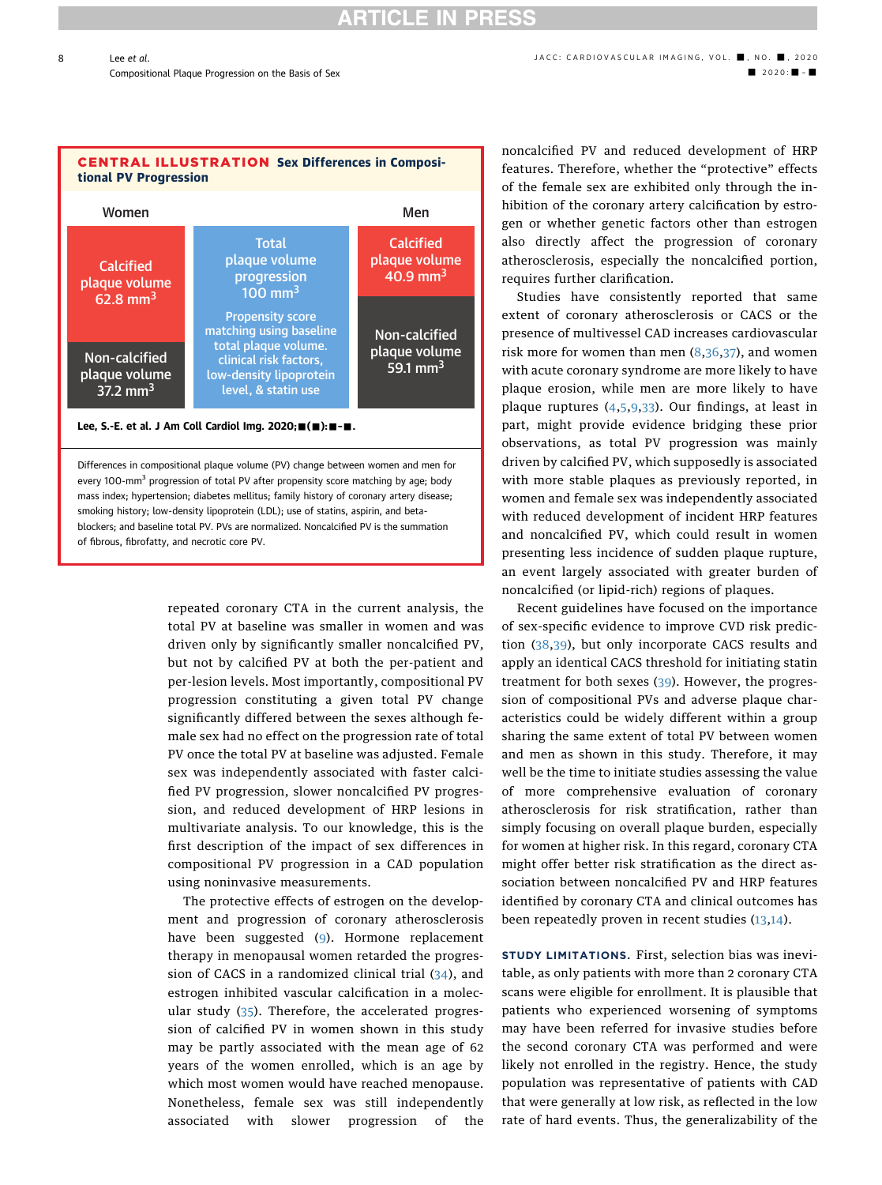**CENTRAL ILLUSTRATION Sex Differences in Compositional PV Progression**

| Women | | Men |
|---|---|---|
| Calcified plaque volume 62.8 mm$^3$ | Total plaque volume progression 100 mm$^3$ | Calcified plaque volume 40.9 mm$^3$ |
| Non-calcified plaque volume 37.2 mm$^3$ | Propensity score matching using baseline total plaque volume, clinical risk factors, low-density lipoprotein level, & statin use | Non-calcified plaque volume 59.1 mm$^3$ |

Lee, S.-E. et al. J Am Coll Cardiol Img. 2020;■(■):■–■.

Differences in compositional plaque volume (PV) change between women and men for every 100-mm$^3$ progression of total PV after propensity score matching by age; body mass index; hypertension; diabetes mellitus; family history of coronary artery disease; smoking history; low-density lipoprotein (LDL); use of statins, aspirin, and beta-blockers; and baseline total PV. PVs are normalized. Noncalcified PV is the summation of fibrous, fibrofatty, and necrotic core PV.

repeated coronary CTA in the current analysis, the total PV at baseline was smaller in women and was driven only by significantly smaller noncalcified PV, but not by calcified PV at both the per-patient and per-lesion levels. Most importantly, compositional PV progression constituting a given total PV change significantly differed between the sexes although female sex had no effect on the progression rate of total PV once the total PV at baseline was adjusted. Female sex was independently associated with faster calcified PV progression, slower noncalcified PV progression, and reduced development of HRP lesions in multivariate analysis. To our knowledge, this is the first description of the impact of sex differences in compositional PV progression in a CAD population using noninvasive measurements.

The protective effects of estrogen on the development and progression of coronary atherosclerosis have been suggested (9). Hormone replacement therapy in menopausal women retarded the progression of CACS in a randomized clinical trial (34), and estrogen inhibited vascular calcification in a molecular study (35). Therefore, the accelerated progression of calcified PV in women shown in this study may be partly associated with the mean age of 62 years of the women enrolled, which is an age by which most women would have reached menopause. Nonetheless, female sex was still independently associated with slower progression of the noncalcified PV and reduced development of HRP features. Therefore, whether the "protective" effects of the female sex are exhibited only through the inhibition of the coronary artery calcification by estrogen or whether genetic factors other than estrogen also directly affect the progression of coronary atherosclerosis, especially the noncalcified portion, requires further clarification.

Studies have consistently reported that same extent of coronary atherosclerosis or CACS or the presence of multivessel CAD increases cardiovascular risk more for women than men (8,36,37), and women with acute coronary syndrome are more likely to have plaque erosion, while men are more likely to have plaque ruptures (4,5,9,33). Our findings, at least in part, might provide evidence bridging these prior observations, as total PV progression was mainly driven by calcified PV, which supposedly is associated with more stable plaques as previously reported, in women and female sex was independently associated with reduced development of incident HRP features and noncalcified PV, which could result in women presenting less incidence of sudden plaque rupture, an event largely associated with greater burden of noncalcified (or lipid-rich) regions of plaques.

Recent guidelines have focused on the importance of sex-specific evidence to improve CVD risk prediction (38,39), but only incorporate CACS results and apply an identical CACS threshold for initiating statin treatment for both sexes (39). However, the progression of compositional PVs and adverse plaque characteristics could be widely different within a group sharing the same extent of total PV between women and men as shown in this study. Therefore, it may well be the time to initiate studies assessing the value of more comprehensive evaluation of coronary atherosclerosis for risk stratification, rather than simply focusing on overall plaque burden, especially for women at higher risk. In this regard, coronary CTA might offer better risk stratification as the direct association between noncalcified PV and HRP features identified by coronary CTA and clinical outcomes has been repeatedly proven in recent studies (13,14).

**STUDY LIMITATIONS.** First, selection bias was inevitable, as only patients with more than 2 coronary CTA scans were eligible for enrollment. It is plausible that patients who experienced worsening of symptoms may have been referred for invasive studies before the second coronary CTA was performed and were likely not enrolled in the registry. Hence, the study population was representative of patients with CAD that were generally at low risk, as reflected in the low rate of hard events. Thus, the generalizability of the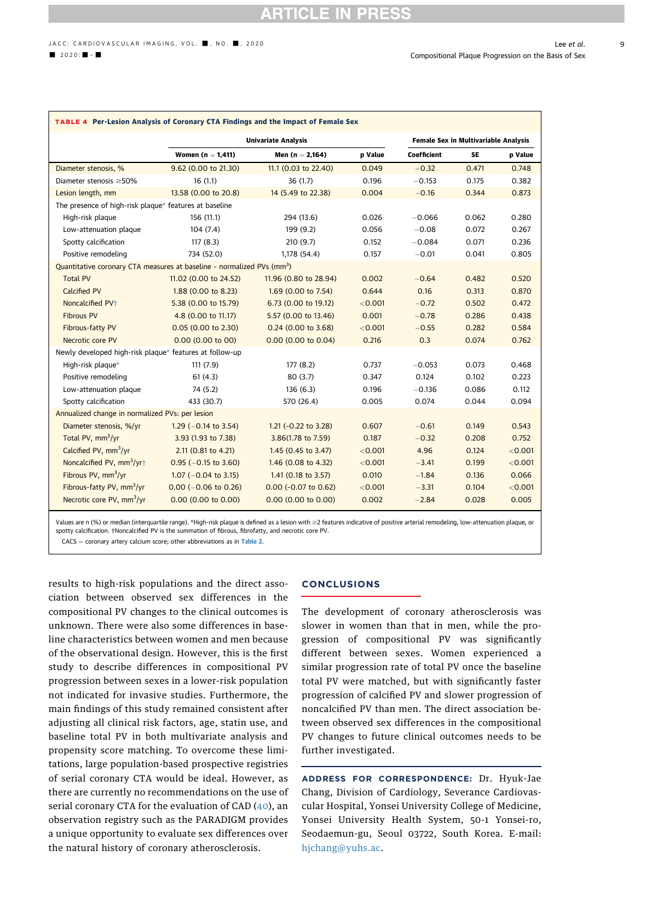**TABLE 4** Per-Lesion Analysis of Coronary CTA Findings and the Impact of Female Sex

| | Univariate Analysis | | | Female Sex in Multivariable Analysis | | |
|---|---|---|---|---|---|---|
| | Women (n = 1,411) | Men (n = 2,164) | p Value | Coefficient | SE | p Value |
| Diameter stenosis, % | 9.62 (0.00 to 21.30) | 11.1 (0.03 to 22.40) | 0.049 | −0.32 | 0.471 | 0.748 |
| Diameter stenosis ≥50% | 16 (1.1) | 36 (1.7) | 0.196 | −0.153 | 0.175 | 0.382 |
| Lesion length, mm | 13.58 (0.00 to 20.8) | 14 (5.49 to 22.38) | 0.004 | −0.16 | 0.344 | 0.873 |
| The presence of high-risk plaque* features at baseline | | | | | | |
| High-risk plaque | 156 (11.1) | 294 (13.6) | 0.026 | −0.066 | 0.062 | 0.280 |
| Low-attenuation plaque | 104 (7.4) | 199 (9.2) | 0.056 | −0.08 | 0.072 | 0.267 |
| Spotty calcification | 117 (8.3) | 210 (9.7) | 0.152 | −0.084 | 0.071 | 0.236 |
| Positive remodeling | 734 (52.0) | 1,178 (54.4) | 0.157 | −0.01 | 0.041 | 0.805 |
| Quantitative coronary CTA measures at baseline - normalized PVs (mm$^3$) | | | | | | |
| Total PV | 11.02 (0.00 to 24.52) | 11.96 (0.80 to 28.94) | 0.002 | −0.64 | 0.482 | 0.520 |
| Calcified PV | 1.88 (0.00 to 8.23) | 1.69 (0.00 to 7.54) | 0.644 | 0.16 | 0.313 | 0.870 |
| Noncalcified PV† | 5.38 (0.00 to 15.79) | 6.73 (0.00 to 19.12) | <0.001 | −0.72 | 0.502 | 0.472 |
| Fibrous PV | 4.8 (0.00 to 11.17) | 5.57 (0.00 to 13.46) | 0.001 | −0.78 | 0.286 | 0.438 |
| Fibrous-fatty PV | 0.05 (0.00 to 2.30) | 0.24 (0.00 to 3.68) | <0.001 | −0.55 | 0.282 | 0.584 |
| Necrotic core PV | 0.00 (0.00 to 00) | 0.00 (0.00 to 0.04) | 0.216 | 0.3 | 0.074 | 0.762 |
| Newly developed high-risk plaque* features at follow-up | | | | | | |
| High-risk plaque* | 111 (7.9) | 177 (8.2) | 0.737 | −0.053 | 0.073 | 0.468 |
| Positive remodeling | 61 (4.3) | 80 (3.7) | 0.347 | 0.124 | 0.102 | 0.223 |
| Low-attenuation plaque | 74 (5.2) | 136 (6.3) | 0.196 | −0.136 | 0.086 | 0.112 |
| Spotty calcification | 433 (30.7) | 570 (26.4) | 0.005 | 0.074 | 0.044 | 0.094 |
| Annualized change in normalized PVs: per lesion | | | | | | |
| Diameter stenosis, %/yr | 1.29 (−0.14 to 3.54) | 1.21 (−0.22 to 3.28) | 0.607 | −0.61 | 0.149 | 0.543 |
| Total PV, mm$^3$/yr | 3.93 (1.93 to 7.38) | 3.86(1.78 to 7.59) | 0.187 | −0.32 | 0.208 | 0.752 |
| Calcified PV, mm$^3$/yr | 2.11 (0.81 to 4.21) | 1.45 (0.45 to 3.47) | <0.001 | 4.96 | 0.124 | <0.001 |
| Noncalcified PV, mm$^3$/yr† | 0.95 (−0.15 to 3.60) | 1.46 (0.08 to 4.32) | <0.001 | −3.41 | 0.199 | <0.001 |
| Fibrous PV, mm$^3$/yr | 1.07 (−0.04 to 3.15) | 1.41 (0.18 to 3.57) | 0.010 | −1.84 | 0.136 | 0.066 |
| Fibrous-fatty PV, mm$^3$/yr | 0.00 (−0.06 to 0.26) | 0.00 (-0.07 to 0.62) | <0.001 | −3.31 | 0.104 | <0.001 |
| Necrotic core PV, mm$^3$/yr | 0.00 (0.00 to 0.00) | 0.00 (0.00 to 0.00) | 0.002 | −2.84 | 0.028 | 0.005 |

Values are n (%) or median (interquartile range). *High-risk plaque is defined as a lesion with ≥2 features indicative of positive arterial remodeling, low-attenuation plaque, or spotty calcification. †Noncalcified PV is the summation of fibrous, fibrofatty, and necrotic core PV.

CACS = coronary artery calcium score; other abbreviations as in Table 2.

results to high-risk populations and the direct association between observed sex differences in the compositional PV changes to the clinical outcomes is unknown. There were also some differences in baseline characteristics between women and men because of the observational design. However, this is the first study to describe differences in compositional PV progression between sexes in a lower-risk population not indicated for invasive studies. Furthermore, the main findings of this study remained consistent after adjusting all clinical risk factors, age, statin use, and baseline total PV in both multivariate analysis and propensity score matching. To overcome these limitations, large population-based prospective registries of serial coronary CTA would be ideal. However, as there are currently no recommendations on the use of serial coronary CTA for the evaluation of CAD (40), an observation registry such as the PARADIGM provides a unique opportunity to evaluate sex differences over the natural history of coronary atherosclerosis.

## CONCLUSIONS

The development of coronary atherosclerosis was slower in women than that in men, while the progression of compositional PV was significantly different between sexes. Women experienced a similar progression rate of total PV once the baseline total PV were matched, but with significantly faster progression of calcified PV and slower progression of noncalcified PV than men. The direct association between observed sex differences in the compositional PV changes to future clinical outcomes needs to be further investigated.

**ADDRESS FOR CORRESPONDENCE:** Dr. Hyuk-Jae Chang, Division of Cardiology, Severance Cardiovascular Hospital, Yonsei University College of Medicine, Yonsei University Health System, 50-1 Yonsei-ro, Seodaemun-gu, Seoul 03722, South Korea. E-mail: hjchang@yuhs.ac.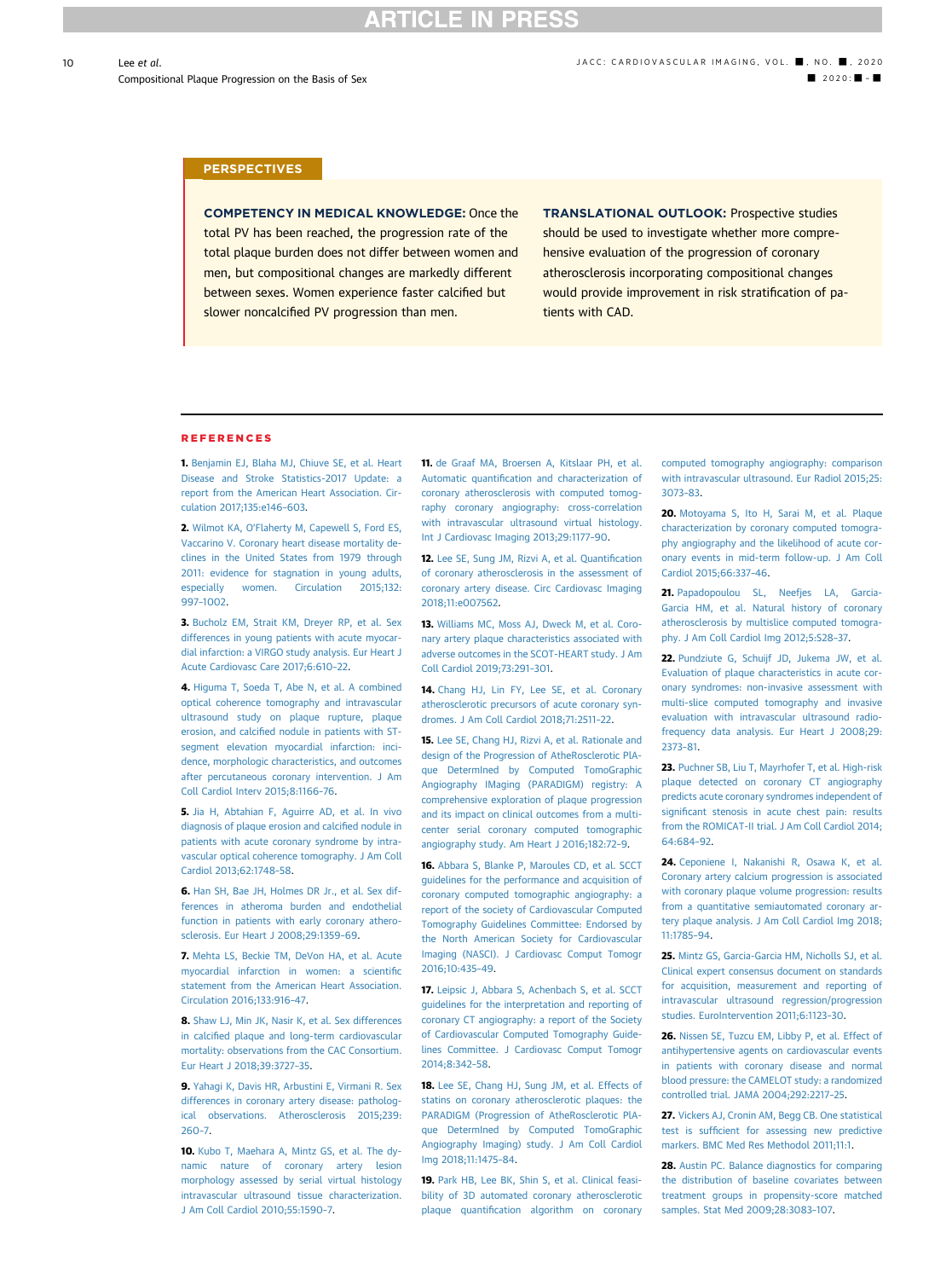## PERSPECTIVES

**COMPETENCY IN MEDICAL KNOWLEDGE:** Once the total PV has been reached, the progression rate of the total plaque burden does not differ between women and men, but compositional changes are markedly different between sexes. Women experience faster calcified but slower noncalcified PV progression than men.

**TRANSLATIONAL OUTLOOK:** Prospective studies should be used to investigate whether more comprehensive evaluation of the progression of coronary atherosclerosis incorporating compositional changes would provide improvement in risk stratification of patients with CAD.

## REFERENCES

**1.** Benjamin EJ, Blaha MJ, Chiuve SE, et al. Heart Disease and Stroke Statistics-2017 Update: a report from the American Heart Association. Circulation 2017;135:e146–603.

**2.** Wilmot KA, O'Flaherty M, Capewell S, Ford ES, Vaccarino V. Coronary heart disease mortality declines in the United States from 1979 through 2011: evidence for stagnation in young adults, especially women. Circulation 2015;132:997–1002.

**3.** Bucholz EM, Strait KM, Dreyer RP, et al. Sex differences in young patients with acute myocardial infarction: a VIRGO study analysis. Eur Heart J Acute Cardiovasc Care 2017;6:610–22.

**4.** Higuma T, Soeda T, Abe N, et al. A combined optical coherence tomography and intravascular ultrasound study on plaque rupture, plaque erosion, and calcified nodule in patients with ST-segment elevation myocardial infarction: incidence, morphologic characteristics, and outcomes after percutaneous coronary intervention. J Am Coll Cardiol Interv 2015;8:1166–76.

**5.** Jia H, Abtahian F, Aguirre AD, et al. In vivo diagnosis of plaque erosion and calcified nodule in patients with acute coronary syndrome by intravascular optical coherence tomography. J Am Coll Cardiol 2013;62:1748–58.

**6.** Han SH, Bae JH, Holmes DR Jr., et al. Sex differences in atheroma burden and endothelial function in patients with early coronary atherosclerosis. Eur Heart J 2008;29:1359–69.

**7.** Mehta LS, Beckie TM, DeVon HA, et al. Acute myocardial infarction in women: a scientific statement from the American Heart Association. Circulation 2016;133:916–47.

**8.** Shaw LJ, Min JK, Nasir K, et al. Sex differences in calcified plaque and long-term cardiovascular mortality: observations from the CAC Consortium. Eur Heart J 2018;39:3727–35.

**9.** Yahagi K, Davis HR, Arbustini E, Virmani R. Sex differences in coronary artery disease: pathological observations. Atherosclerosis 2015;239:260–7.

**10.** Kubo T, Maehara A, Mintz GS, et al. The dynamic nature of coronary artery lesion morphology assessed by serial virtual histology intravascular ultrasound tissue characterization. J Am Coll Cardiol 2010;55:1590–7.

**11.** de Graaf MA, Broersen A, Kitslaar PH, et al. Automatic quantification and characterization of coronary atherosclerosis with computed tomography coronary angiography: cross-correlation with intravascular ultrasound virtual histology. Int J Cardiovasc Imaging 2013;29:1177–90.

**12.** Lee SE, Sung JM, Rizvi A, et al. Quantification of coronary atherosclerosis in the assessment of coronary artery disease. Circ Cardiovasc Imaging 2018;11:e007562.

**13.** Williams MC, Moss AJ, Dweck M, et al. Coronary artery plaque characteristics associated with adverse outcomes in the SCOT-HEART study. J Am Coll Cardiol 2019;73:291–301.

**14.** Chang HJ, Lin FY, Lee SE, et al. Coronary atherosclerotic precursors of acute coronary syndromes. J Am Coll Cardiol 2018;71:2511–22.

**15.** Lee SE, Chang HJ, Rizvi A, et al. Rationale and design of the Progression of AtheRosclerotic PlAque DetermIned by Computed TomoGraphic Angiography IMaging (PARADIGM) registry: A comprehensive exploration of plaque progression and its impact on clinical outcomes from a multicenter serial coronary computed tomographic angiography study. Am Heart J 2016;182:72–9.

**16.** Abbara S, Blanke P, Maroules CD, et al. SCCT guidelines for the performance and acquisition of coronary computed tomographic angiography: a report of the society of Cardiovascular Computed Tomography Guidelines Committee: Endorsed by the North American Society for Cardiovascular Imaging (NASCI). J Cardiovasc Comput Tomogr 2016;10:435–49.

**17.** Leipsic J, Abbara S, Achenbach S, et al. SCCT guidelines for the interpretation and reporting of coronary CT angiography: a report of the Society of Cardiovascular Computed Tomography Guidelines Committee. J Cardiovasc Comput Tomogr 2014;8:342–58.

**18.** Lee SE, Chang HJ, Sung JM, et al. Effects of statins on coronary atherosclerotic plaques: the PARADIGM (Progression of AtheRosclerotic PlAque DetermIned by Computed TomoGraphic Angiography Imaging) study. J Am Coll Cardiol Img 2018;11:1475–84.

**19.** Park HB, Lee BK, Shin S, et al. Clinical feasibility of 3D automated coronary atherosclerotic plaque quantification algorithm on coronary computed tomography angiography: comparison with intravascular ultrasound. Eur Radiol 2015;25:3073–83.

**20.** Motoyama S, Ito H, Sarai M, et al. Plaque characterization by coronary computed tomography angiography and the likelihood of acute coronary events in mid-term follow-up. J Am Coll Cardiol 2015;66:337–46.

**21.** Papadopoulou SL, Neefjes LA, Garcia-Garcia HM, et al. Natural history of coronary atherosclerosis by multislice computed tomography. J Am Coll Cardiol Img 2012;5:S28–37.

**22.** Pundziute G, Schuijf JD, Jukema JW, et al. Evaluation of plaque characteristics in acute coronary syndromes: non-invasive assessment with multi-slice computed tomography and invasive evaluation with intravascular ultrasound radiofrequency data analysis. Eur Heart J 2008;29:2373–81.

**23.** Puchner SB, Liu T, Mayrhofer T, et al. High-risk plaque detected on coronary CT angiography predicts acute coronary syndromes independent of significant stenosis in acute chest pain: results from the ROMICAT-II trial. J Am Coll Cardiol 2014;64:684–92.

**24.** Ceponiene I, Nakanishi R, Osawa K, et al. Coronary artery calcium progression is associated with coronary plaque volume progression: results from a quantitative semiautomated coronary artery plaque analysis. J Am Coll Cardiol Img 2018;11:1785–94.

**25.** Mintz GS, Garcia-Garcia HM, Nicholls SJ, et al. Clinical expert consensus document on standards for acquisition, measurement and reporting of intravascular ultrasound regression/progression studies. EuroIntervention 2011;6:1123–30.

**26.** Nissen SE, Tuzcu EM, Libby P, et al. Effect of antihypertensive agents on cardiovascular events in patients with coronary disease and normal blood pressure: the CAMELOT study: a randomized controlled trial. JAMA 2004;292:2217–25.

**27.** Vickers AJ, Cronin AM, Begg CB. One statistical test is sufficient for assessing new predictive markers. BMC Med Res Methodol 2011;11:1.

**28.** Austin PC. Balance diagnostics for comparing the distribution of baseline covariates between treatment groups in propensity-score matched samples. Stat Med 2009;28:3083–107.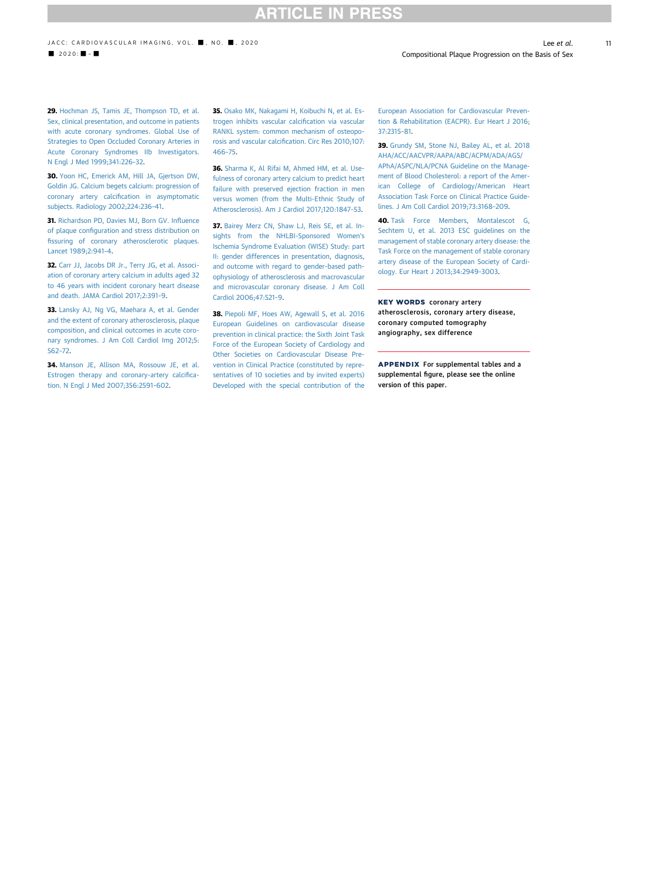**29.** Hochman JS, Tamis JE, Thompson TD, et al. Sex, clinical presentation, and outcome in patients with acute coronary syndromes. Global Use of Strategies to Open Occluded Coronary Arteries in Acute Coronary Syndromes IIb Investigators. N Engl J Med 1999;341:226–32.

**30.** Yoon HC, Emerick AM, Hill JA, Gjertson DW, Goldin JG. Calcium begets calcium: progression of coronary artery calcification in asymptomatic subjects. Radiology 2002;224:236–41.

**31.** Richardson PD, Davies MJ, Born GV. Influence of plaque configuration and stress distribution on fissuring of coronary atherosclerotic plaques. Lancet 1989;2:941–4.

**32.** Carr JJ, Jacobs DR Jr., Terry JG, et al. Association of coronary artery calcium in adults aged 32 to 46 years with incident coronary heart disease and death. JAMA Cardiol 2017;2:391–9.

**33.** Lansky AJ, Ng VG, Maehara A, et al. Gender and the extent of coronary atherosclerosis, plaque composition, and clinical outcomes in acute coronary syndromes. J Am Coll Cardiol Img 2012;5:S62–72.

**34.** Manson JE, Allison MA, Rossouw JE, et al. Estrogen therapy and coronary-artery calcification. N Engl J Med 2007;356:2591–602.

**35.** Osako MK, Nakagami H, Koibuchi N, et al. Estrogen inhibits vascular calcification via vascular RANKL system: common mechanism of osteoporosis and vascular calcification. Circ Res 2010;107:466–75.

**36.** Sharma K, Al Rifai M, Ahmed HM, et al. Usefulness of coronary artery calcium to predict heart failure with preserved ejection fraction in men versus women (from the Multi-Ethnic Study of Atherosclerosis). Am J Cardiol 2017;120:1847–53.

**37.** Bairey Merz CN, Shaw LJ, Reis SE, et al. Insights from the NHLBI-Sponsored Women's Ischemia Syndrome Evaluation (WISE) Study: part II: gender differences in presentation, diagnosis, and outcome with regard to gender-based pathophysiology of atherosclerosis and macrovascular and microvascular coronary disease. J Am Coll Cardiol 2006;47:S21–9.

**38.** Piepoli MF, Hoes AW, Agewall S, et al. 2016 European Guidelines on cardiovascular disease prevention in clinical practice: the Sixth Joint Task Force of the European Society of Cardiology and Other Societies on Cardiovascular Disease Prevention in Clinical Practice (constituted by representatives of 10 societies and by invited experts) Developed with the special contribution of the European Association for Cardiovascular Prevention & Rehabilitation (EACPR). Eur Heart J 2016;37:2315–81.

**39.** Grundy SM, Stone NJ, Bailey AL, et al. 2018 AHA/ACC/AACVPR/AAPA/ABC/ACPM/ADA/AGS/APhA/ASPC/NLA/PCNA Guideline on the Management of Blood Cholesterol: a report of the American College of Cardiology/American Heart Association Task Force on Clinical Practice Guidelines. J Am Coll Cardiol 2019;73:3168–209.

**40.** Task Force Members, Montalescot G, Sechtem U, et al. 2013 ESC guidelines on the management of stable coronary artery disease: the Task Force on the management of stable coronary artery disease of the European Society of Cardiology. Eur Heart J 2013;34:2949–3003.

---

**KEY WORDS** coronary artery atherosclerosis, coronary artery disease, coronary computed tomography angiography, sex difference

---

**APPENDIX** For supplemental tables and a supplemental figure, please see the online version of this paper.